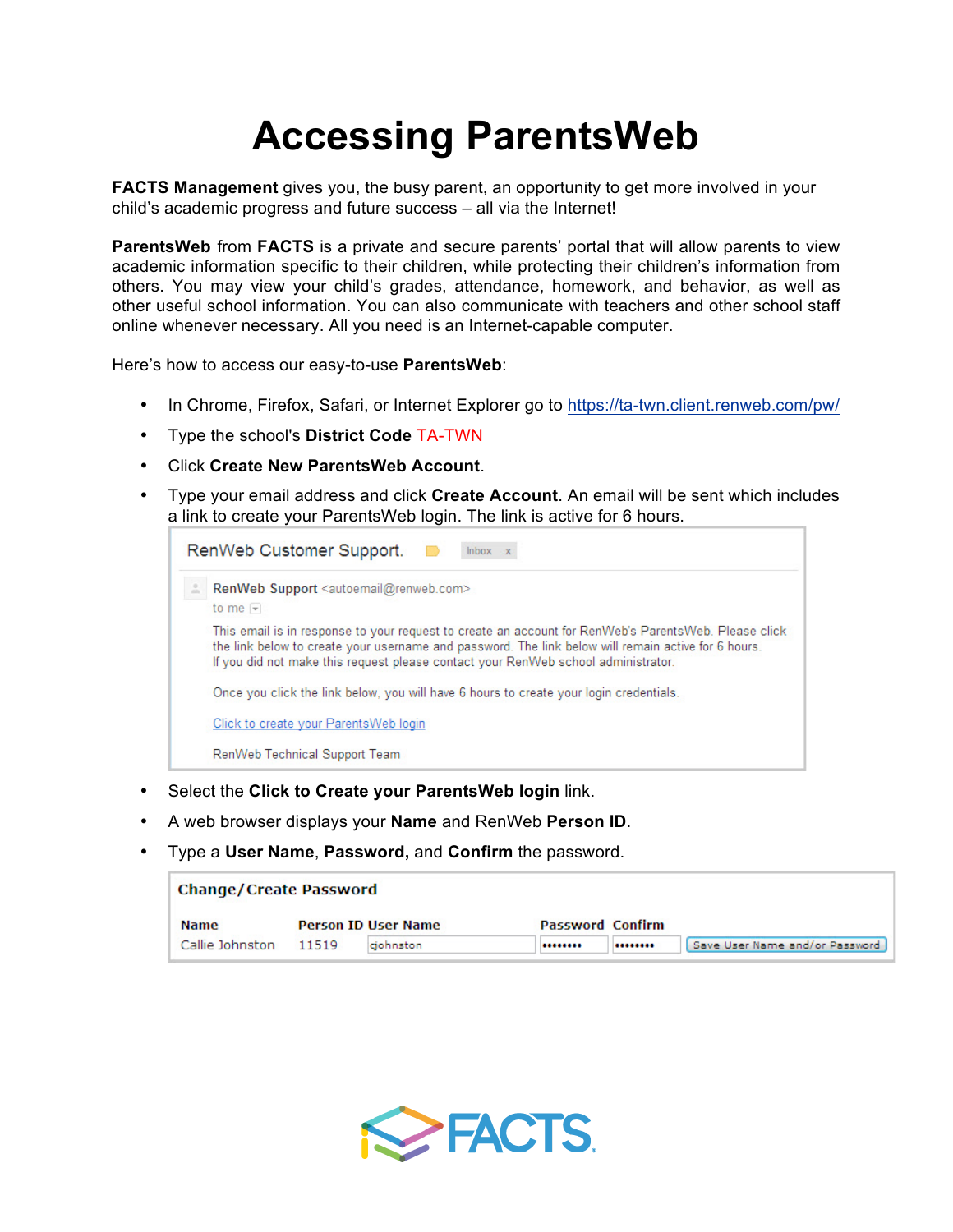# Accessing ParentsWeb

**FACTS Management** gives you, the busy parent, an opportunity to get more involved in your child's academic progress and future success – all via the Internet!

**ParentsWeb** from **FACTS** is a private and secure parents' portal that will allow parents to view academic information specific to their children, while protecting their children's information from others. You may view your child's grades, attendance, homework, and behavior, as well as other useful school information. You can also communicate with teachers and other school staff online whenever necessary. All you need is an Internet-capable computer.

Here's how to access our easy-to-use **ParentsWeb**:

- In Chrome, Firefox, Safari, or Internet Explorer go to https://ta-twn.client.renweb.com/pw/
- Type the school's **District Code** TA-TWN
- Click **Create New ParentsWeb Account**.
- Type your email address and click **Create Account**. An email will be sent which includes a link to create your ParentsWeb login. The link is active for 6 hours.

RenWeb Customer Support. Inbox x

**RenWeb Support** <autoemail@renweb.com>
to me

This email is in response to your request to create an account for RenWeb's ParentsWeb. Please click the link below to create your username and password. The link below will remain active for 6 hours. If you did not make this request please contact your RenWeb school administrator.

Once you click the link below, you will have 6 hours to create your login credentials.

Click to create your ParentsWeb login

RenWeb Technical Support Team

- Select the **Click to Create your ParentsWeb login** link.
- A web browser displays your **Name** and RenWeb **Person ID**.
- Type a **User Name**, **Password,** and **Confirm** the password.

**Change/Create Password**

| Name | Person ID | User Name | Password | Confirm | |
|---|---|---|---|---|---|
| Callie Johnston | 11519 | cjohnston | •••••••• | •••••••• | Save User Name and/or Password |

FACTS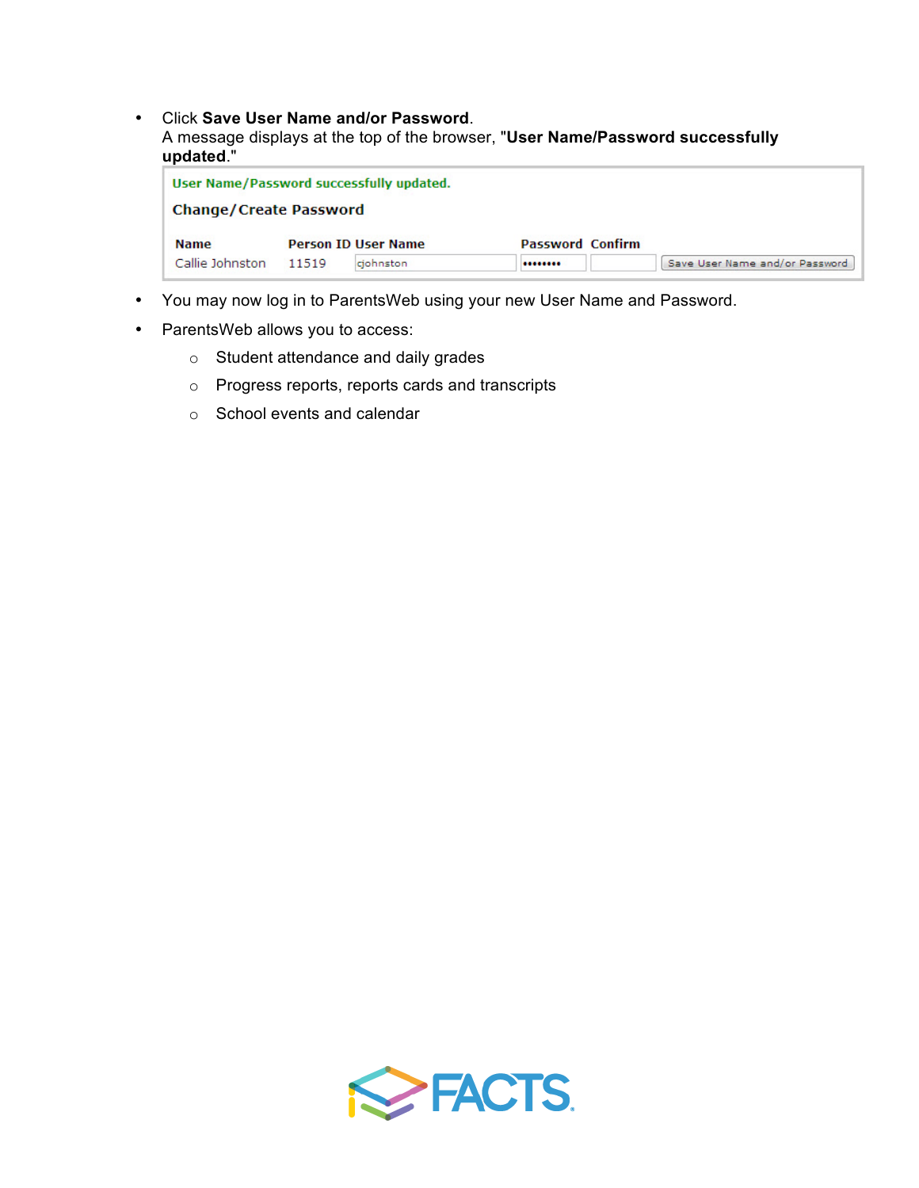- Click **Save User Name and/or Password**.
  A message displays at the top of the browser, "**User Name/Password successfully updated**."

User Name/Password successfully updated.

**Change/Create Password**

| Name | Person ID | User Name | Password | Confirm | |
|---|---|---|---|---|---|
| Callie Johnston | 11519 | cjohnston | •••••••• | | Save User Name and/or Password |

- You may now log in to ParentsWeb using your new User Name and Password.
- ParentsWeb allows you to access:
  - Student attendance and daily grades
  - Progress reports, reports cards and transcripts
  - School events and calendar

FACTS